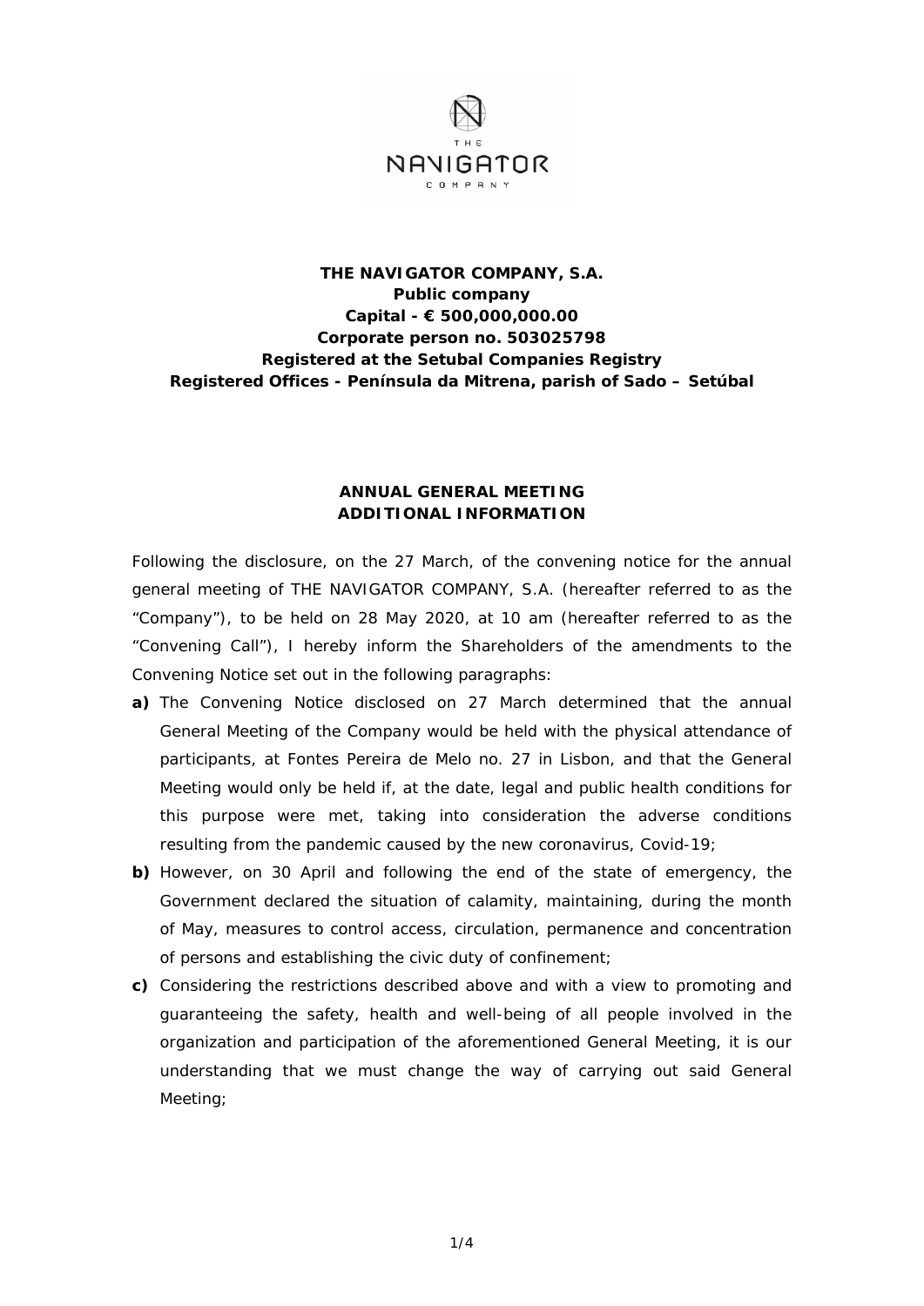**THE NAVIGATOR COMPANY, S.A.**
**Public company**
**Capital - € 500,000,000.00**
**Corporate person no. 503025798**
**Registered at the Setubal Companies Registry**
**Registered Offices - Península da Mitrena, parish of Sado – Setúbal**

## ANNUAL GENERAL MEETING ADDITIONAL INFORMATION

Following the disclosure, on the 27 March, of the convening notice for the annual general meeting of THE NAVIGATOR COMPANY, S.A. (hereafter referred to as the "Company"), to be held on 28 May 2020, at 10 am (hereafter referred to as the "Convening Call"), I hereby inform the Shareholders of the amendments to the Convening Notice set out in the following paragraphs:

**a)** The Convening Notice disclosed on 27 March determined that the annual General Meeting of the Company would be held with the physical attendance of participants, at Fontes Pereira de Melo no. 27 in Lisbon, and that the General Meeting would only be held if, at the date, legal and public health conditions for this purpose were met, taking into consideration the adverse conditions resulting from the pandemic caused by the new coronavirus, Covid-19;

**b)** However, on 30 April and following the end of the state of emergency, the Government declared the situation of calamity, maintaining, during the month of May, measures to control access, circulation, permanence and concentration of persons and establishing the civic duty of confinement;

**c)** Considering the restrictions described above and with a view to promoting and guaranteeing the safety, health and well-being of all people involved in the organization and participation of the aforementioned General Meeting, it is our understanding that we must change the way of carrying out said General Meeting;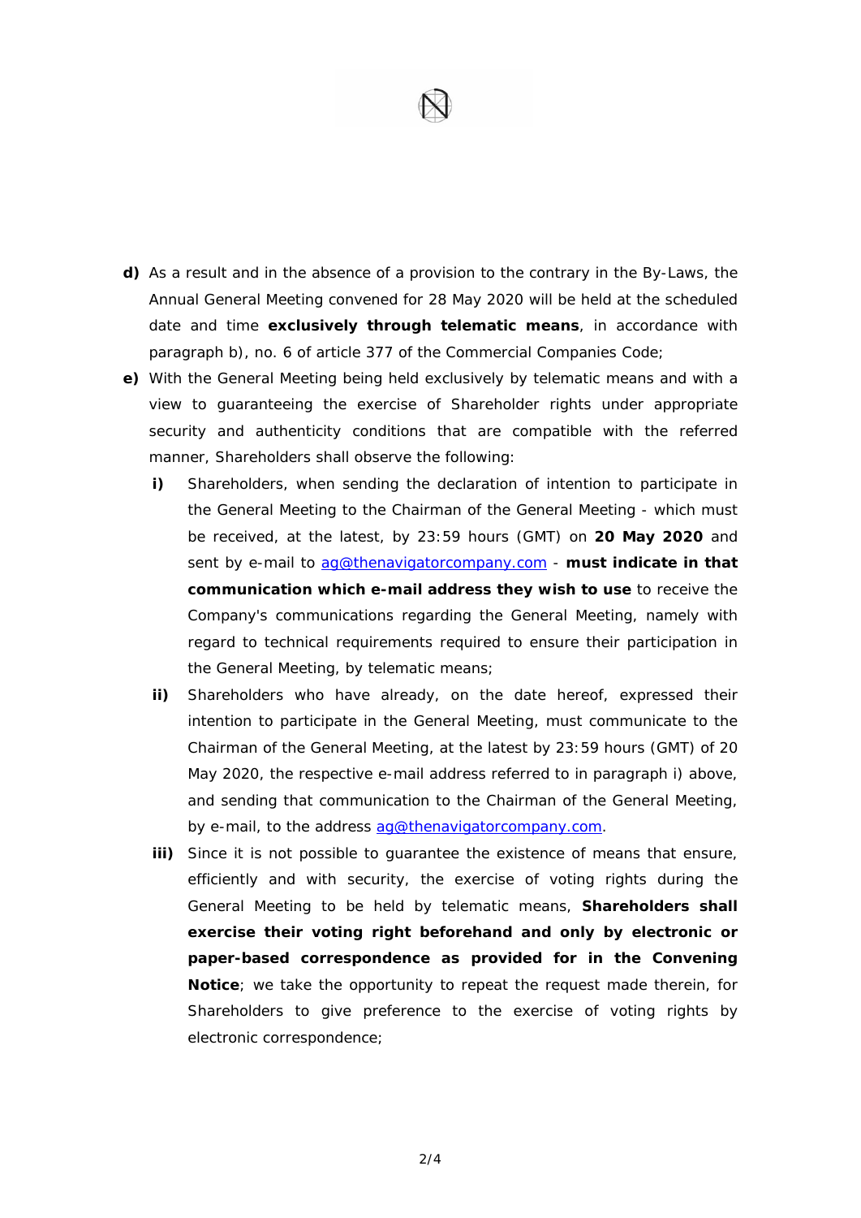**d)** As a result and in the absence of a provision to the contrary in the By-Laws, the Annual General Meeting convened for 28 May 2020 will be held at the scheduled date and time **exclusively through telematic means**, in accordance with paragraph b), no. 6 of article 377 of the Commercial Companies Code;

**e)** With the General Meeting being held exclusively by telematic means and with a view to guaranteeing the exercise of Shareholder rights under appropriate security and authenticity conditions that are compatible with the referred manner, Shareholders shall observe the following:

  **i)** Shareholders, when sending the declaration of intention to participate in the General Meeting to the Chairman of the General Meeting - which must be received, at the latest, by 23:59 hours (GMT) on **20 May 2020** and sent by e-mail to ag@thenavigatorcompany.com - **must indicate in that communication which e-mail address they wish to use** to receive the Company's communications regarding the General Meeting, namely with regard to technical requirements required to ensure their participation in the General Meeting, by telematic means;

  **ii)** Shareholders who have already, on the date hereof, expressed their intention to participate in the General Meeting, must communicate to the Chairman of the General Meeting, at the latest by 23:59 hours (GMT) of 20 May 2020, the respective e-mail address referred to in paragraph i) above, and sending that communication to the Chairman of the General Meeting, by e-mail, to the address ag@thenavigatorcompany.com.

  **iii)** Since it is not possible to guarantee the existence of means that ensure, efficiently and with security, the exercise of voting rights during the General Meeting to be held by telematic means, **Shareholders shall exercise their voting right beforehand and only by electronic or paper-based correspondence as provided for in the Convening Notice**; we take the opportunity to repeat the request made therein, for Shareholders to give preference to the exercise of voting rights by electronic correspondence;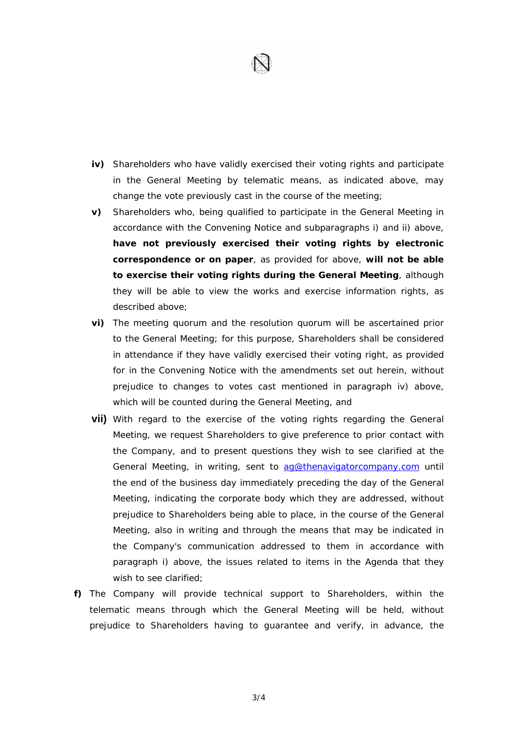**iv)** Shareholders who have validly exercised their voting rights and participate in the General Meeting by telematic means, as indicated above, may change the vote previously cast in the course of the meeting;

**v)** Shareholders who, being qualified to participate in the General Meeting in accordance with the Convening Notice and subparagraphs i) and ii) above, **have not previously exercised their voting rights by electronic correspondence or on paper**, as provided for above, **will not be able to exercise their voting rights during the General Meeting**, although they will be able to view the works and exercise information rights, as described above;

**vi)** The meeting quorum and the resolution quorum will be ascertained prior to the General Meeting; for this purpose, Shareholders shall be considered in attendance if they have validly exercised their voting right, as provided for in the Convening Notice with the amendments set out herein, without prejudice to changes to votes cast mentioned in paragraph iv) above, which will be counted during the General Meeting, and

**vii)** With regard to the exercise of the voting rights regarding the General Meeting, we request Shareholders to give preference to prior contact with the Company, and to present questions they wish to see clarified at the General Meeting, in writing, sent to ag@thenavigatorcompany.com until the end of the business day immediately preceding the day of the General Meeting, indicating the corporate body which they are addressed, without prejudice to Shareholders being able to place, in the course of the General Meeting, also in writing and through the means that may be indicated in the Company's communication addressed to them in accordance with paragraph i) above, the issues related to items in the Agenda that they wish to see clarified;

**f)** The Company will provide technical support to Shareholders, within the telematic means through which the General Meeting will be held, without prejudice to Shareholders having to guarantee and verify, in advance, the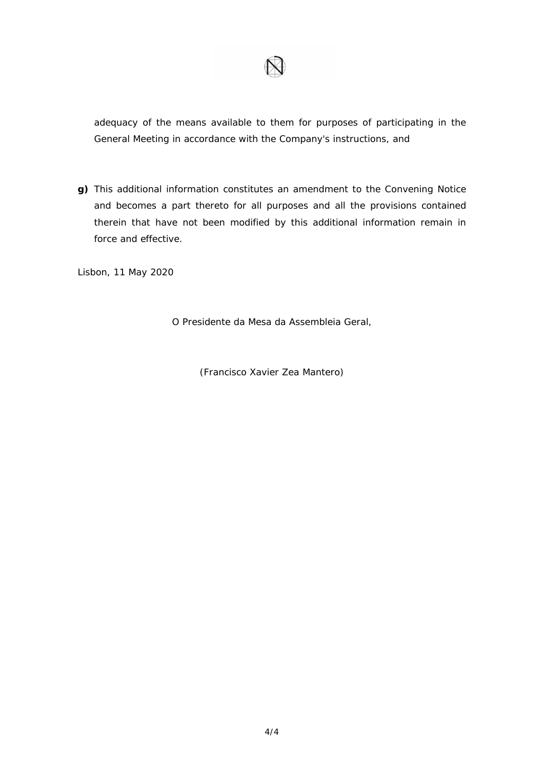adequacy of the means available to them for purposes of participating in the General Meeting in accordance with the Company's instructions, and

**g)** This additional information constitutes an amendment to the Convening Notice and becomes a part thereto for all purposes and all the provisions contained therein that have not been modified by this additional information remain in force and effective.

Lisbon, 11 May 2020

O Presidente da Mesa da Assembleia Geral,

(Francisco Xavier Zea Mantero)